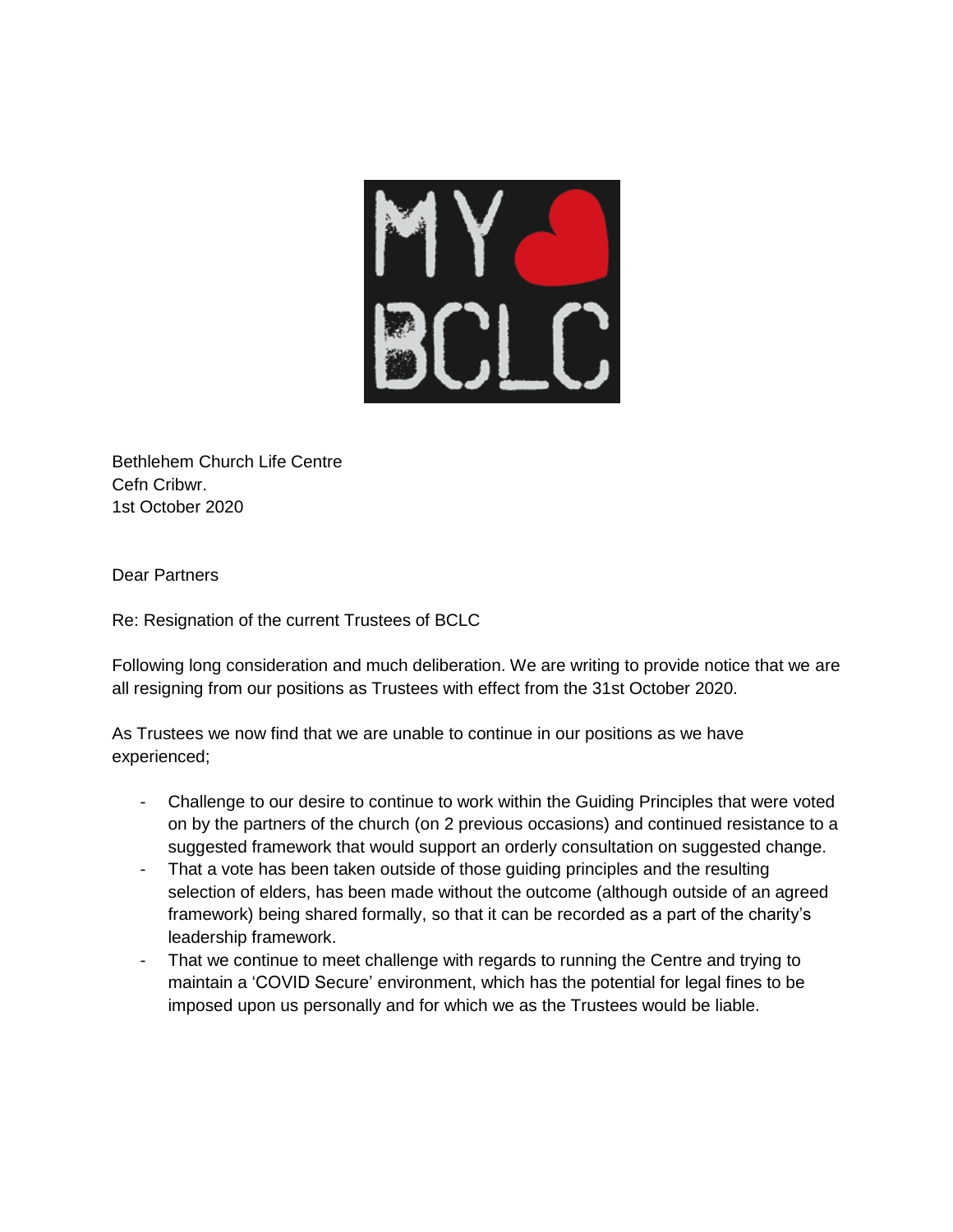Bethlehem Church Life Centre
Cefn Cribwr.
1st October 2020

Dear Partners

Re: Resignation of the current Trustees of BCLC

Following long consideration and much deliberation. We are writing to provide notice that we are all resigning from our positions as Trustees with effect from the 31st October 2020.

As Trustees we now find that we are unable to continue in our positions as we have experienced;

- Challenge to our desire to continue to work within the Guiding Principles that were voted on by the partners of the church (on 2 previous occasions) and continued resistance to a suggested framework that would support an orderly consultation on suggested change.
- That a vote has been taken outside of those guiding principles and the resulting selection of elders, has been made without the outcome (although outside of an agreed framework) being shared formally, so that it can be recorded as a part of the charity's leadership framework.
- That we continue to meet challenge with regards to running the Centre and trying to maintain a 'COVID Secure' environment, which has the potential for legal fines to be imposed upon us personally and for which we as the Trustees would be liable.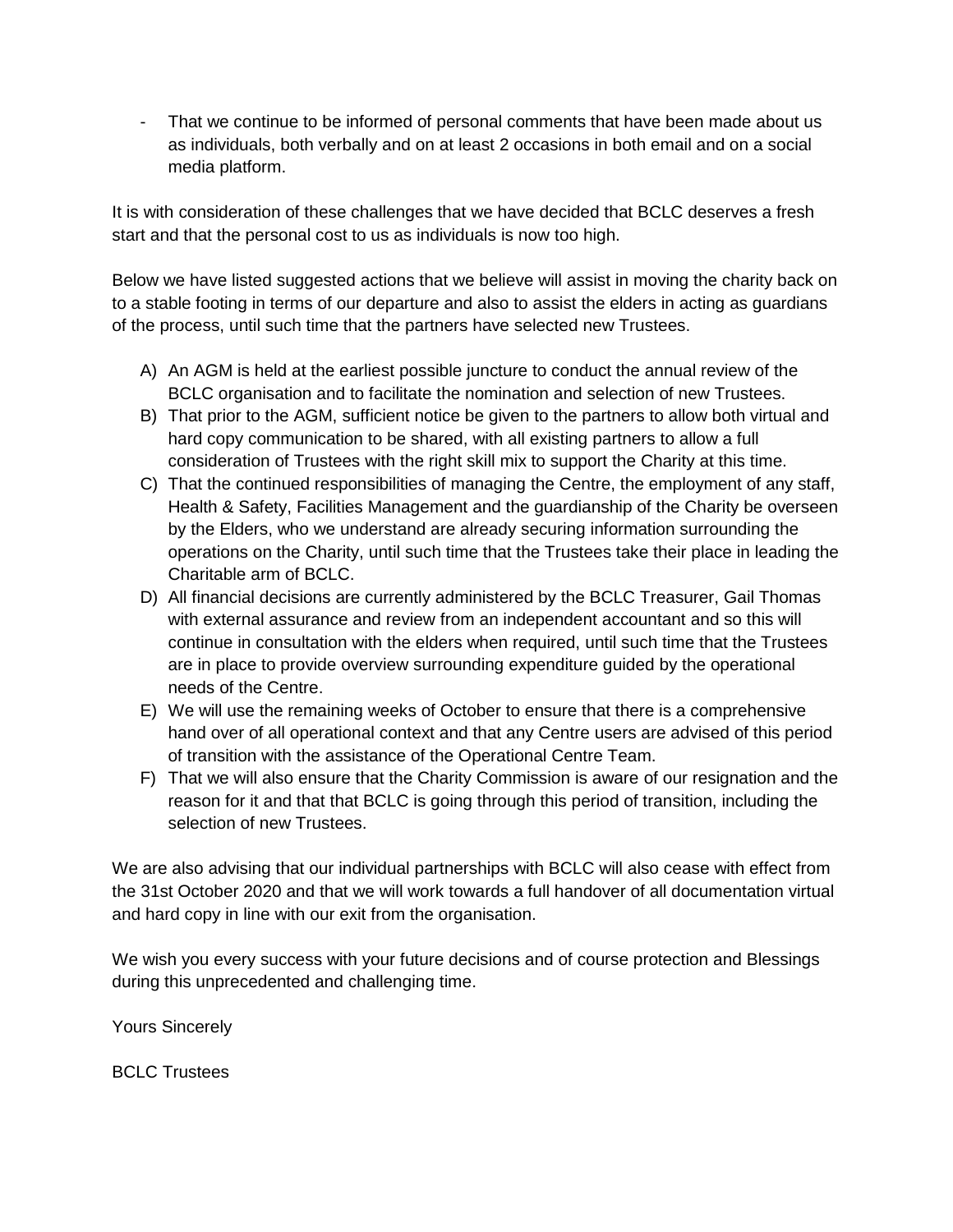- That we continue to be informed of personal comments that have been made about us as individuals, both verbally and on at least 2 occasions in both email and on a social media platform.

It is with consideration of these challenges that we have decided that BCLC deserves a fresh start and that the personal cost to us as individuals is now too high.

Below we have listed suggested actions that we believe will assist in moving the charity back on to a stable footing in terms of our departure and also to assist the elders in acting as guardians of the process, until such time that the partners have selected new Trustees.

A) An AGM is held at the earliest possible juncture to conduct the annual review of the BCLC organisation and to facilitate the nomination and selection of new Trustees.
B) That prior to the AGM, sufficient notice be given to the partners to allow both virtual and hard copy communication to be shared, with all existing partners to allow a full consideration of Trustees with the right skill mix to support the Charity at this time.
C) That the continued responsibilities of managing the Centre, the employment of any staff, Health & Safety, Facilities Management and the guardianship of the Charity be overseen by the Elders, who we understand are already securing information surrounding the operations on the Charity, until such time that the Trustees take their place in leading the Charitable arm of BCLC.
D) All financial decisions are currently administered by the BCLC Treasurer, Gail Thomas with external assurance and review from an independent accountant and so this will continue in consultation with the elders when required, until such time that the Trustees are in place to provide overview surrounding expenditure guided by the operational needs of the Centre.
E) We will use the remaining weeks of October to ensure that there is a comprehensive hand over of all operational context and that any Centre users are advised of this period of transition with the assistance of the Operational Centre Team.
F) That we will also ensure that the Charity Commission is aware of our resignation and the reason for it and that that BCLC is going through this period of transition, including the selection of new Trustees.

We are also advising that our individual partnerships with BCLC will also cease with effect from the 31st October 2020 and that we will work towards a full handover of all documentation virtual and hard copy in line with our exit from the organisation.

We wish you every success with your future decisions and of course protection and Blessings during this unprecedented and challenging time.

Yours Sincerely

BCLC Trustees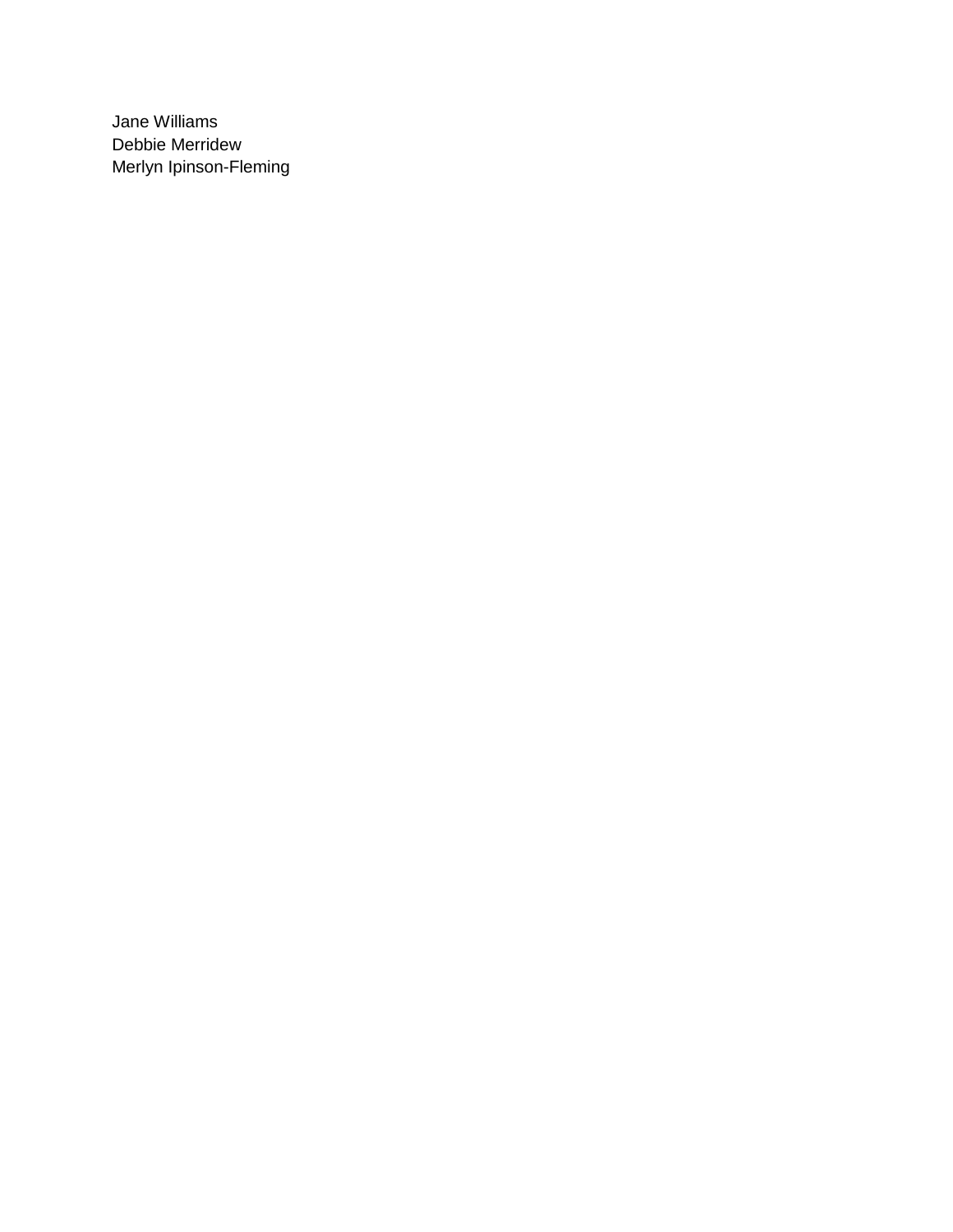Jane Williams
Debbie Merridew
Merlyn Ipinson-Fleming